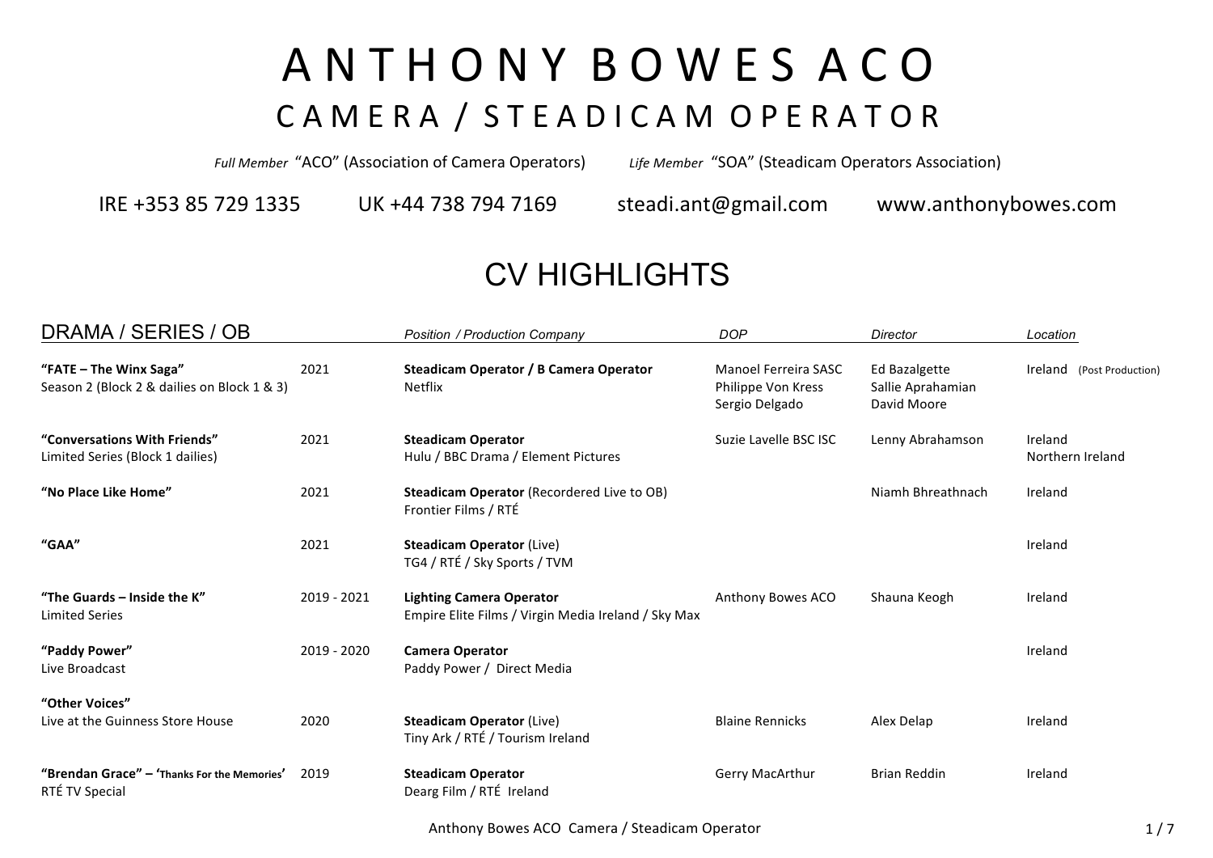# A N T H O N Y  B O W E S  A C O

## C A M E R A / S T E A D I C A M  O P E R A T O R

*Full Member* "ACO" (Association of Camera Operators) *Life Member* "SOA" (Steadicam Operators Association)

IRE +353 85 729 1335 UK +44 738 794 7169 steadi.ant@gmail.com www.anthonybowes.com

## CV HIGHLIGHTS

| DRAMA / SERIES / OB | | *Position / Production Company* | *DOP* | *Director* | *Location* |
|---|---|---|---|---|---|
| **"FATE – The Winx Saga"** Season 2 (Block 2 & dailies on Block 1 & 3) | 2021 | **Steadicam Operator / B Camera Operator** Netflix | Manoel Ferreira SASC Philippe Von Kress Sergio Delgado | Ed Bazalgette Sallie Aprahamian David Moore | Ireland (Post Production) |
| **"Conversations With Friends"** Limited Series (Block 1 dailies) | 2021 | **Steadicam Operator** Hulu / BBC Drama / Element Pictures | Suzie Lavelle BSC ISC | Lenny Abrahamson | Ireland Northern Ireland |
| **"No Place Like Home"** | 2021 | **Steadicam Operator** (Recordered Live to OB) Frontier Films / RTÉ | | Niamh Bhreathnach | Ireland |
| **"GAA"** | 2021 | **Steadicam Operator** (Live) TG4 / RTÉ / Sky Sports / TVM | | | Ireland |
| **"The Guards – Inside the K"** Limited Series | 2019 - 2021 | **Lighting Camera Operator** Empire Elite Films / Virgin Media Ireland / Sky Max | Anthony Bowes ACO | Shauna Keogh | Ireland |
| **"Paddy Power"** Live Broadcast | 2019 - 2020 | **Camera Operator** Paddy Power / Direct Media | | | Ireland |
| **"Other Voices"** Live at the Guinness Store House | 2020 | **Steadicam Operator** (Live) Tiny Ark / RTÉ / Tourism Ireland | Blaine Rennicks | Alex Delap | Ireland |
| **"Brendan Grace" – 'Thanks For the Memories'** RTÉ TV Special | 2019 | **Steadicam Operator** Dearg Film / RTÉ Ireland | Gerry MacArthur | Brian Reddin | Ireland |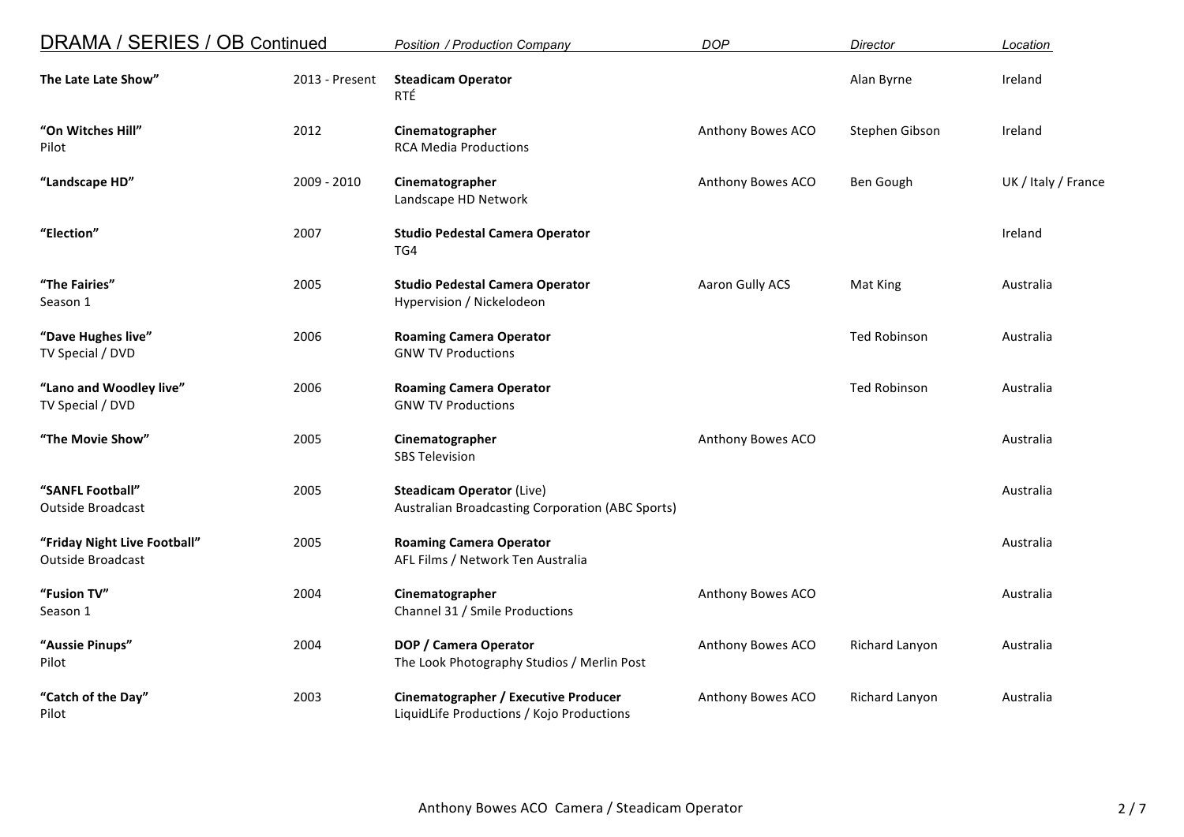| DRAMA / SERIES / OB Continued | | *Position / Production Company* | *DOP* | *Director* | *Location* |
|---|---|---|---|---|---|
| **The Late Late Show"** | 2013 - Present | **Steadicam Operator**<br>RTÉ | | Alan Byrne | Ireland |
| **"On Witches Hill"**<br>Pilot | 2012 | **Cinematographer**<br>RCA Media Productions | Anthony Bowes ACO | Stephen Gibson | Ireland |
| **"Landscape HD"** | 2009 - 2010 | **Cinematographer**<br>Landscape HD Network | Anthony Bowes ACO | Ben Gough | UK / Italy / France |
| **"Election"** | 2007 | **Studio Pedestal Camera Operator**<br>TG4 | | | Ireland |
| **"The Fairies"**<br>Season 1 | 2005 | **Studio Pedestal Camera Operator**<br>Hypervision / Nickelodeon | Aaron Gully ACS | Mat King | Australia |
| **"Dave Hughes live"**<br>TV Special / DVD | 2006 | **Roaming Camera Operator**<br>GNW TV Productions | | Ted Robinson | Australia |
| **"Lano and Woodley live"**<br>TV Special / DVD | 2006 | **Roaming Camera Operator**<br>GNW TV Productions | | Ted Robinson | Australia |
| **"The Movie Show"** | 2005 | **Cinematographer**<br>SBS Television | Anthony Bowes ACO | | Australia |
| **"SANFL Football"**<br>Outside Broadcast | 2005 | **Steadicam Operator** (Live)<br>Australian Broadcasting Corporation (ABC Sports) | | | Australia |
| **"Friday Night Live Football"**<br>Outside Broadcast | 2005 | **Roaming Camera Operator**<br>AFL Films / Network Ten Australia | | | Australia |
| **"Fusion TV"**<br>Season 1 | 2004 | **Cinematographer**<br>Channel 31 / Smile Productions | Anthony Bowes ACO | | Australia |
| **"Aussie Pinups"**<br>Pilot | 2004 | **DOP / Camera Operator**<br>The Look Photography Studios / Merlin Post | Anthony Bowes ACO | Richard Lanyon | Australia |
| **"Catch of the Day"**<br>Pilot | 2003 | **Cinematographer / Executive Producer**<br>LiquidLife Productions / Kojo Productions | Anthony Bowes ACO | Richard Lanyon | Australia |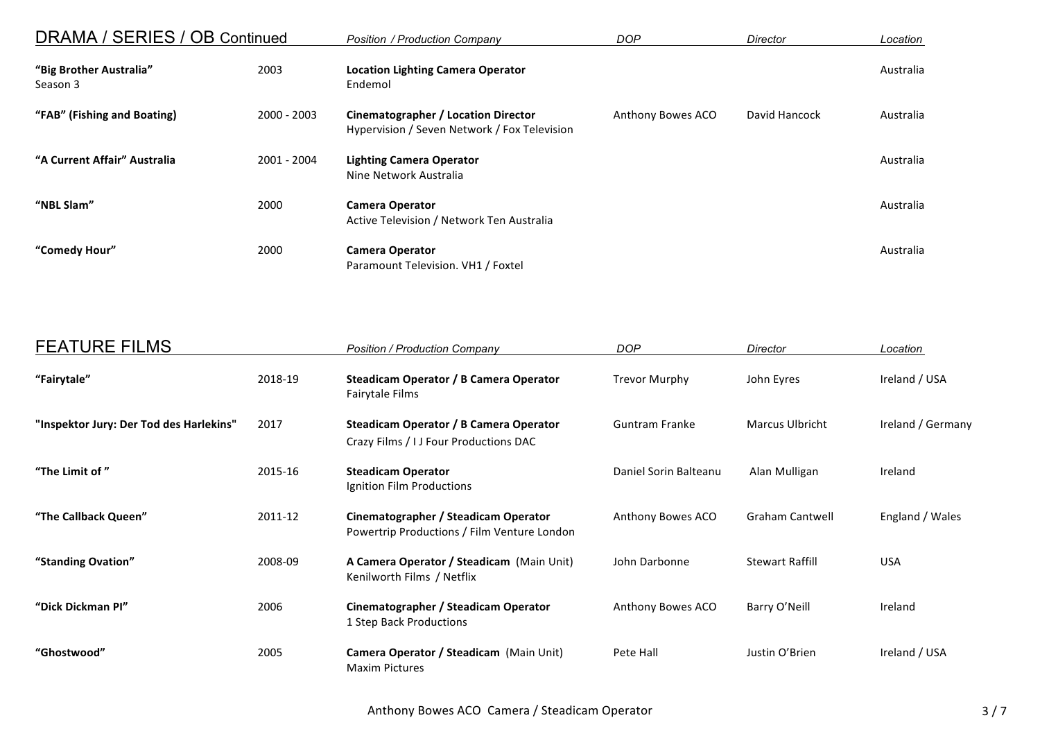## DRAMA / SERIES / OB Continued

| Title | Year | Position / Production Company | DOP | Director | Location |
|---|---|---|---|---|---|
| **"Big Brother Australia"** Season 3 | 2003 | **Location Lighting Camera Operator** Endemol | | | Australia |
| **"FAB" (Fishing and Boating)** | 2000 - 2003 | **Cinematographer / Location Director** Hypervision / Seven Network / Fox Television | Anthony Bowes ACO | David Hancock | Australia |
| **"A Current Affair" Australia** | 2001 - 2004 | **Lighting Camera Operator** Nine Network Australia | | | Australia |
| **"NBL Slam"** | 2000 | **Camera Operator** Active Television / Network Ten Australia | | | Australia |
| **"Comedy Hour"** | 2000 | **Camera Operator** Paramount Television. VH1 / Foxtel | | | Australia |

## FEATURE FILMS

| Title | Year | Position / Production Company | DOP | Director | Location |
|---|---|---|---|---|---|
| **"Fairytale"** | 2018-19 | **Steadicam Operator / B Camera Operator** Fairytale Films | Trevor Murphy | John Eyres | Ireland / USA |
| **"Inspektor Jury: Der Tod des Harlekins"** | 2017 | **Steadicam Operator / B Camera Operator** Crazy Films / I J Four Productions DAC | Guntram Franke | Marcus Ulbricht | Ireland / Germany |
| **"The Limit of "** | 2015-16 | **Steadicam Operator** Ignition Film Productions | Daniel Sorin Balteanu | Alan Mulligan | Ireland |
| **"The Callback Queen"** | 2011-12 | **Cinematographer / Steadicam Operator** Powertrip Productions / Film Venture London | Anthony Bowes ACO | Graham Cantwell | England / Wales |
| **"Standing Ovation"** | 2008-09 | **A Camera Operator / Steadicam** (Main Unit) Kenilworth Films / Netflix | John Darbonne | Stewart Raffill | USA |
| **"Dick Dickman PI"** | 2006 | **Cinematographer / Steadicam Operator** 1 Step Back Productions | Anthony Bowes ACO | Barry O'Neill | Ireland |
| **"Ghostwood"** | 2005 | **Camera Operator / Steadicam** (Main Unit) Maxim Pictures | Pete Hall | Justin O'Brien | Ireland / USA |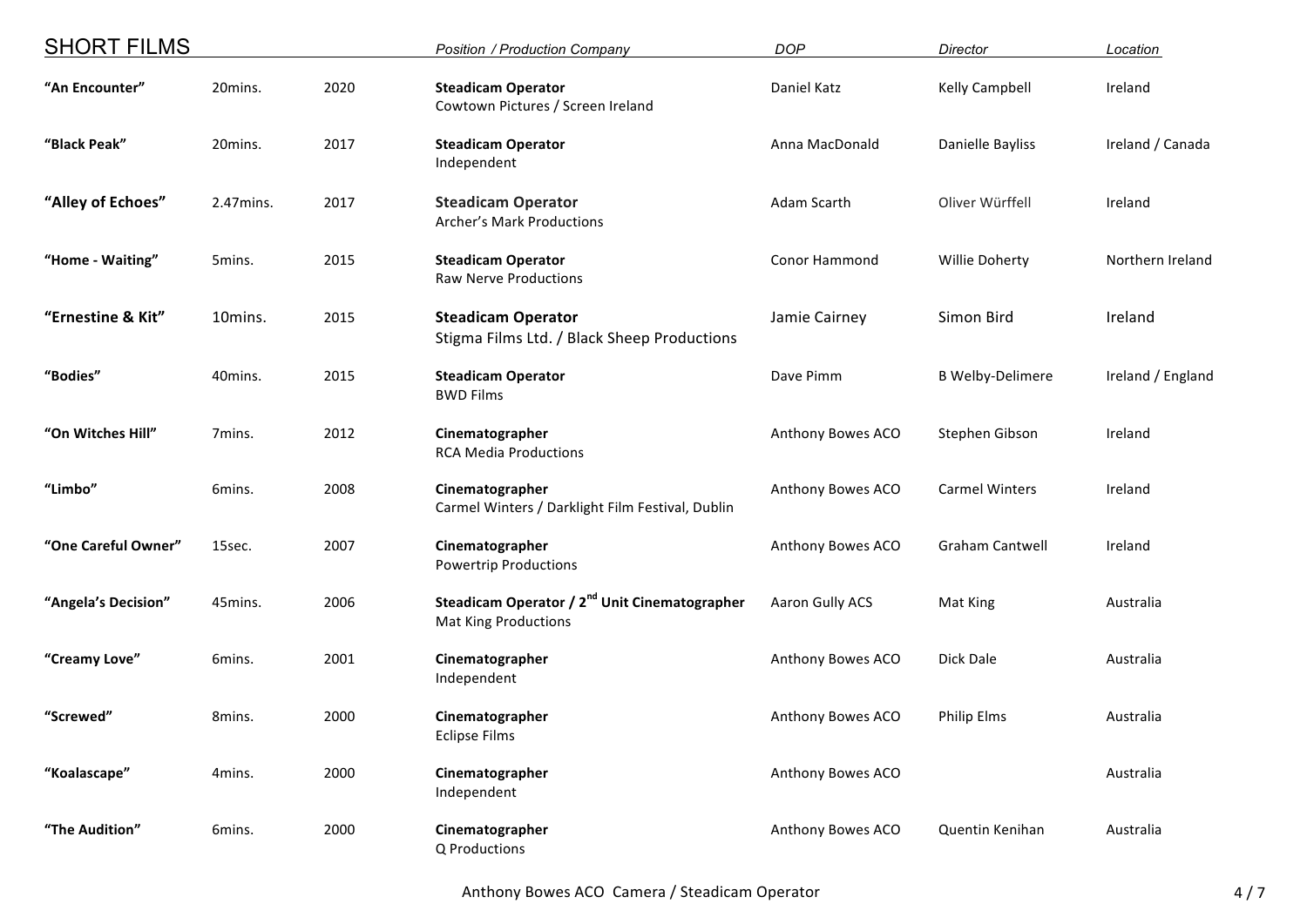## SHORT FILMS

| Title | Length | Year | *Position / Production Company* | *DOP* | *Director* | *Location* |
|---|---|---|---|---|---|---|
| **"An Encounter"** | 20mins. | 2020 | **Steadicam Operator** Cowtown Pictures / Screen Ireland | Daniel Katz | Kelly Campbell | Ireland |
| **"Black Peak"** | 20mins. | 2017 | **Steadicam Operator** Independent | Anna MacDonald | Danielle Bayliss | Ireland / Canada |
| **"Alley of Echoes"** | 2.47mins. | 2017 | **Steadicam Operator** Archer's Mark Productions | Adam Scarth | Oliver Würffell | Ireland |
| **"Home - Waiting"** | 5mins. | 2015 | **Steadicam Operator** Raw Nerve Productions | Conor Hammond | Willie Doherty | Northern Ireland |
| **"Ernestine & Kit"** | 10mins. | 2015 | **Steadicam Operator** Stigma Films Ltd. / Black Sheep Productions | Jamie Cairney | Simon Bird | Ireland |
| **"Bodies"** | 40mins. | 2015 | **Steadicam Operator** BWD Films | Dave Pimm | B Welby-Delimere | Ireland / England |
| **"On Witches Hill"** | 7mins. | 2012 | **Cinematographer** RCA Media Productions | Anthony Bowes ACO | Stephen Gibson | Ireland |
| **"Limbo"** | 6mins. | 2008 | **Cinematographer** Carmel Winters / Darklight Film Festival, Dublin | Anthony Bowes ACO | Carmel Winters | Ireland |
| **"One Careful Owner"** | 15sec. | 2007 | **Cinematographer** Powertrip Productions | Anthony Bowes ACO | Graham Cantwell | Ireland |
| **"Angela's Decision"** | 45mins. | 2006 | **Steadicam Operator / 2nd Unit Cinematographer** Mat King Productions | Aaron Gully ACS | Mat King | Australia |
| **"Creamy Love"** | 6mins. | 2001 | **Cinematographer** Independent | Anthony Bowes ACO | Dick Dale | Australia |
| **"Screwed"** | 8mins. | 2000 | **Cinematographer** Eclipse Films | Anthony Bowes ACO | Philip Elms | Australia |
| **"Koalascape"** | 4mins. | 2000 | **Cinematographer** Independent | Anthony Bowes ACO | | Australia |
| **"The Audition"** | 6mins. | 2000 | **Cinematographer** Q Productions | Anthony Bowes ACO | Quentin Kenihan | Australia |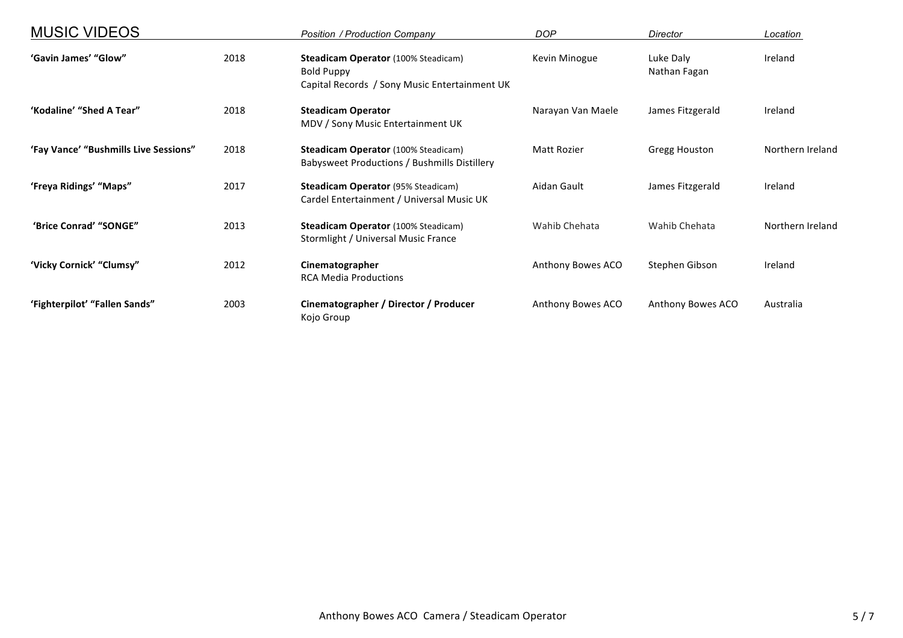## MUSIC VIDEOS

| MUSIC VIDEOS | | *Position / Production Company* | *DOP* | *Director* | *Location* |
|---|---|---|---|---|---|
| **'Gavin James' "Glow"** | 2018 | **Steadicam Operator** (100% Steadicam)<br>Bold Puppy<br>Capital Records / Sony Music Entertainment UK | Kevin Minogue | Luke Daly<br>Nathan Fagan | Ireland |
| **'Kodaline' "Shed A Tear"** | 2018 | **Steadicam Operator**<br>MDV / Sony Music Entertainment UK | Narayan Van Maele | James Fitzgerald | Ireland |
| **'Fay Vance' "Bushmills Live Sessions"** | 2018 | **Steadicam Operator** (100% Steadicam)<br>Babysweet Productions / Bushmills Distillery | Matt Rozier | Gregg Houston | Northern Ireland |
| **'Freya Ridings' "Maps"** | 2017 | **Steadicam Operator** (95% Steadicam)<br>Cardel Entertainment / Universal Music UK | Aidan Gault | James Fitzgerald | Ireland |
| **'Brice Conrad' "SONGE"** | 2013 | **Steadicam Operator** (100% Steadicam)<br>Stormlight / Universal Music France | Wahib Chehata | Wahib Chehata | Northern Ireland |
| **'Vicky Cornick' "Clumsy"** | 2012 | **Cinematographer**<br>RCA Media Productions | Anthony Bowes ACO | Stephen Gibson | Ireland |
| **'Fighterpilot' "Fallen Sands"** | 2003 | **Cinematographer / Director / Producer**<br>Kojo Group | Anthony Bowes ACO | Anthony Bowes ACO | Australia |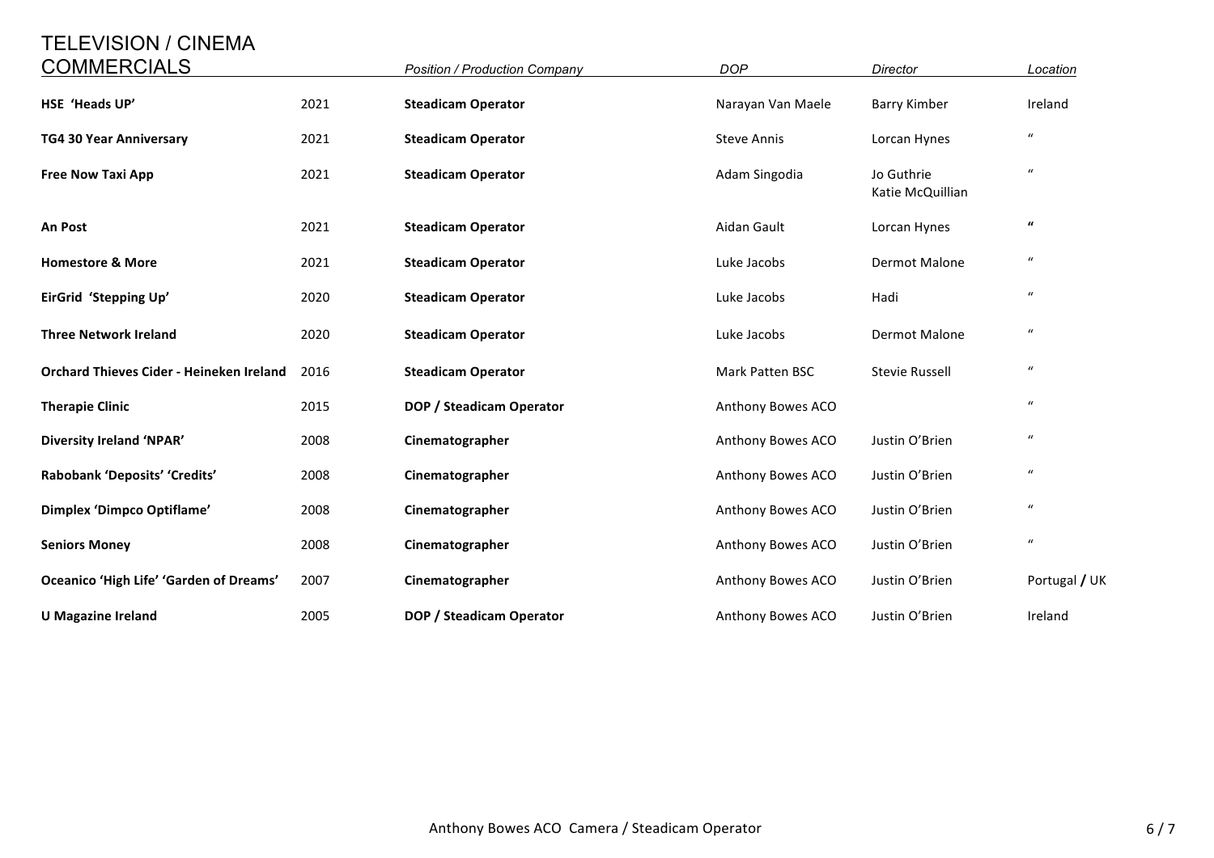## TELEVISION / CINEMA COMMERCIALS

| | | *Position / Production Company* | *DOP* | *Director* | *Location* |
|---|---|---|---|---|---|
| **HSE 'Heads UP'** | 2021 | **Steadicam Operator** | Narayan Van Maele | Barry Kimber | Ireland |
| **TG4 30 Year Anniversary** | 2021 | **Steadicam Operator** | Steve Annis | Lorcan Hynes | " |
| **Free Now Taxi App** | 2021 | **Steadicam Operator** | Adam Singodia | Jo Guthrie Katie McQuillian | " |
| **An Post** | 2021 | **Steadicam Operator** | Aidan Gault | Lorcan Hynes | " |
| **Homestore & More** | 2021 | **Steadicam Operator** | Luke Jacobs | Dermot Malone | " |
| **EirGrid 'Stepping Up'** | 2020 | **Steadicam Operator** | Luke Jacobs | Hadi | " |
| **Three Network Ireland** | 2020 | **Steadicam Operator** | Luke Jacobs | Dermot Malone | " |
| **Orchard Thieves Cider - Heineken Ireland** | 2016 | **Steadicam Operator** | Mark Patten BSC | Stevie Russell | " |
| **Therapie Clinic** | 2015 | **DOP / Steadicam Operator** | Anthony Bowes ACO | | " |
| **Diversity Ireland 'NPAR'** | 2008 | **Cinematographer** | Anthony Bowes ACO | Justin O'Brien | " |
| **Rabobank 'Deposits' 'Credits'** | 2008 | **Cinematographer** | Anthony Bowes ACO | Justin O'Brien | " |
| **Dimplex 'Dimpco Optiflame'** | 2008 | **Cinematographer** | Anthony Bowes ACO | Justin O'Brien | " |
| **Seniors Money** | 2008 | **Cinematographer** | Anthony Bowes ACO | Justin O'Brien | " |
| **Oceanico 'High Life' 'Garden of Dreams'** | 2007 | **Cinematographer** | Anthony Bowes ACO | Justin O'Brien | Portugal **/** UK |
| **U Magazine Ireland** | 2005 | **DOP / Steadicam Operator** | Anthony Bowes ACO | Justin O'Brien | Ireland |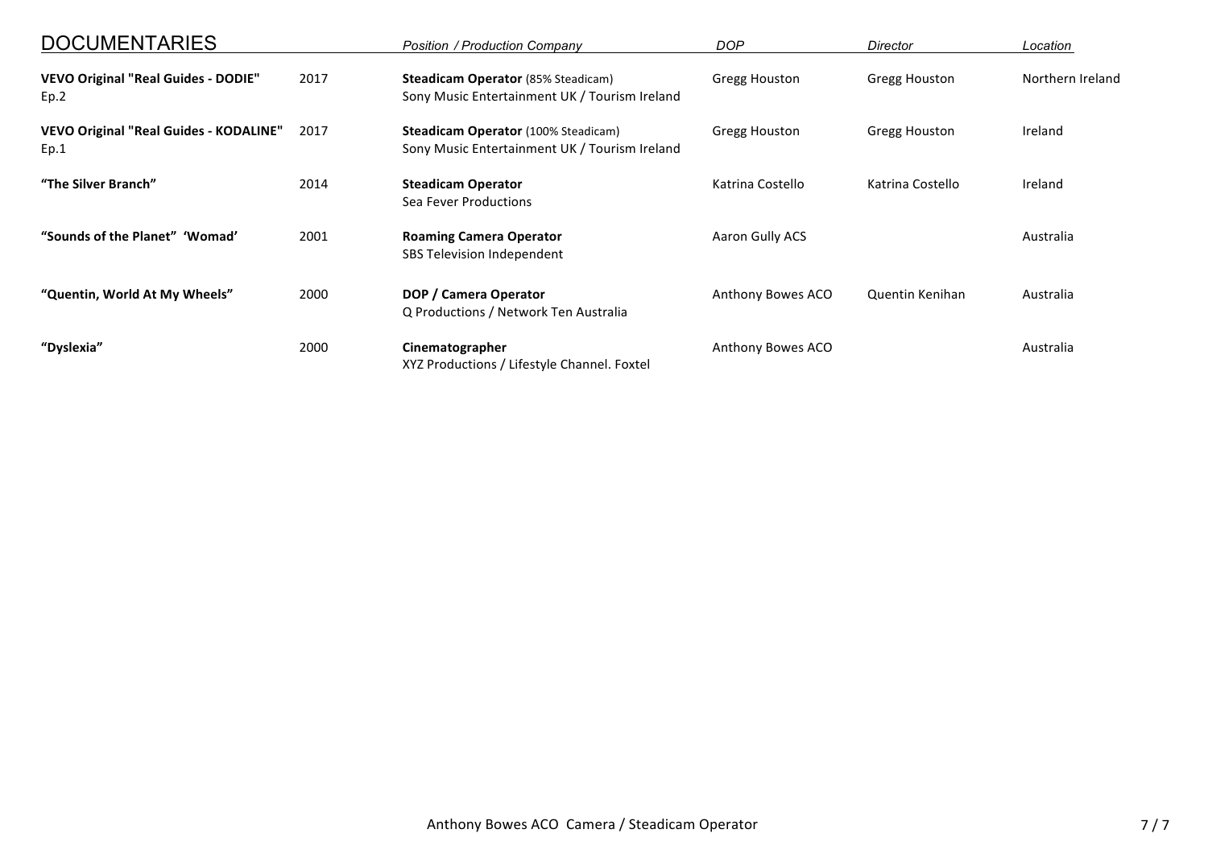| DOCUMENTARIES | | *Position / Production Company* | *DOP* | *Director* | *Location* |
|---|---|---|---|---|---|
| **VEVO Original "Real Guides - DODIE" Ep.2** | 2017 | **Steadicam Operator** (85% Steadicam) Sony Music Entertainment UK / Tourism Ireland | Gregg Houston | Gregg Houston | Northern Ireland |
| **VEVO Original "Real Guides - KODALINE" Ep.1** | 2017 | **Steadicam Operator** (100% Steadicam) Sony Music Entertainment UK / Tourism Ireland | Gregg Houston | Gregg Houston | Ireland |
| **"The Silver Branch"** | 2014 | **Steadicam Operator** Sea Fever Productions | Katrina Costello | Katrina Costello | Ireland |
| **"Sounds of the Planet" 'Womad'** | 2001 | **Roaming Camera Operator** SBS Television Independent | Aaron Gully ACS | | Australia |
| **"Quentin, World At My Wheels"** | 2000 | **DOP / Camera Operator** Q Productions / Network Ten Australia | Anthony Bowes ACO | Quentin Kenihan | Australia |
| **"Dyslexia"** | 2000 | **Cinematographer** XYZ Productions / Lifestyle Channel. Foxtel | Anthony Bowes ACO | | Australia |